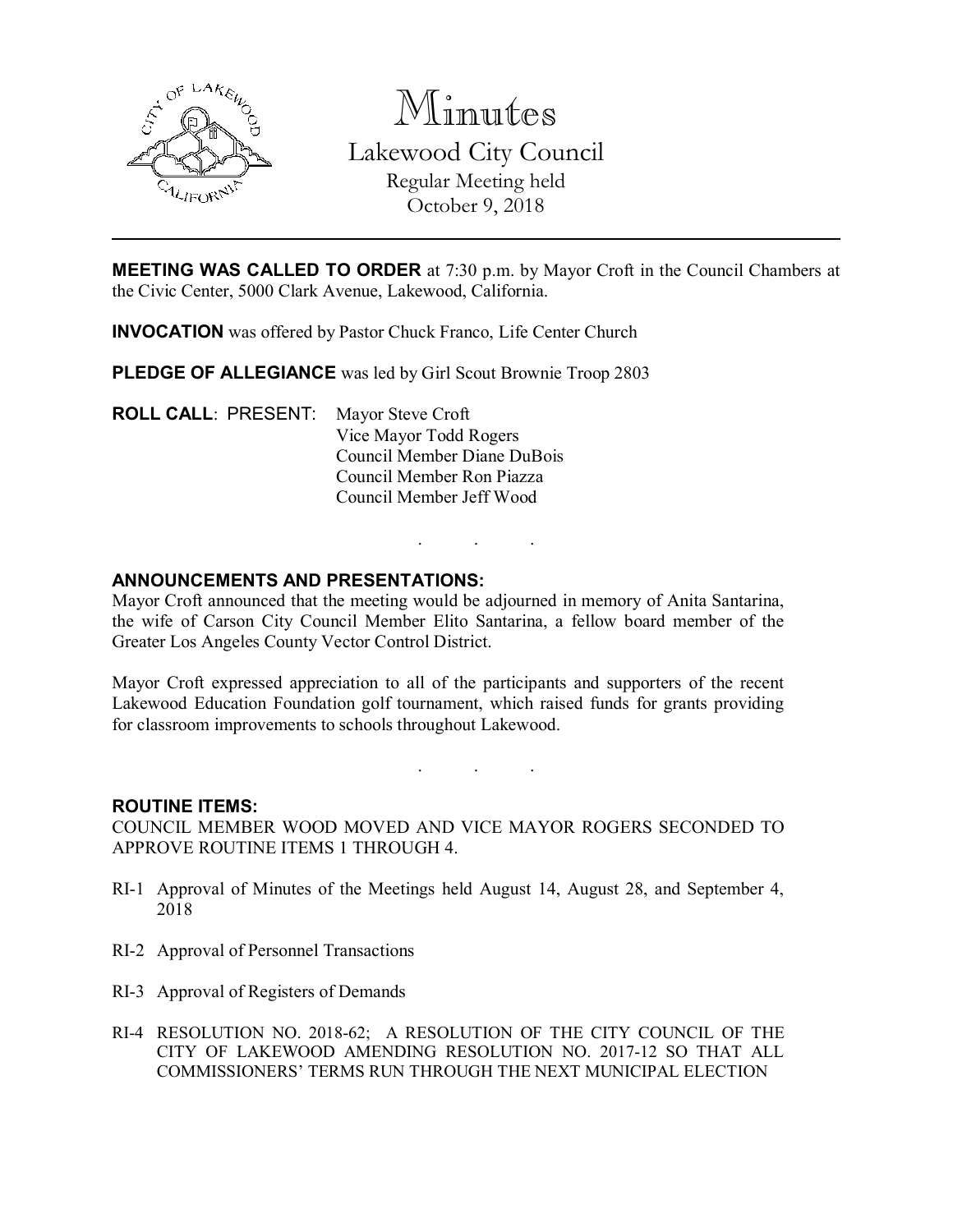# Minutes

## Lakewood City Council

Regular Meeting held
October 9, 2018

---

**MEETING WAS CALLED TO ORDER** at 7:30 p.m. by Mayor Croft in the Council Chambers at the Civic Center, 5000 Clark Avenue, Lakewood, California.

**INVOCATION** was offered by Pastor Chuck Franco, Life Center Church

**PLEDGE OF ALLEGIANCE** was led by Girl Scout Brownie Troop 2803

**ROLL CALL**: PRESENT: Mayor Steve Croft
Vice Mayor Todd Rogers
Council Member Diane DuBois
Council Member Ron Piazza
Council Member Jeff Wood

. . .

**ANNOUNCEMENTS AND PRESENTATIONS:**

Mayor Croft announced that the meeting would be adjourned in memory of Anita Santarina, the wife of Carson City Council Member Elito Santarina, a fellow board member of the Greater Los Angeles County Vector Control District.

Mayor Croft expressed appreciation to all of the participants and supporters of the recent Lakewood Education Foundation golf tournament, which raised funds for grants providing for classroom improvements to schools throughout Lakewood.

. . .

**ROUTINE ITEMS:**

COUNCIL MEMBER WOOD MOVED AND VICE MAYOR ROGERS SECONDED TO APPROVE ROUTINE ITEMS 1 THROUGH 4.

RI-1 Approval of Minutes of the Meetings held August 14, August 28, and September 4, 2018

RI-2 Approval of Personnel Transactions

RI-3 Approval of Registers of Demands

RI-4 RESOLUTION NO. 2018-62; A RESOLUTION OF THE CITY COUNCIL OF THE CITY OF LAKEWOOD AMENDING RESOLUTION NO. 2017-12 SO THAT ALL COMMISSIONERS' TERMS RUN THROUGH THE NEXT MUNICIPAL ELECTION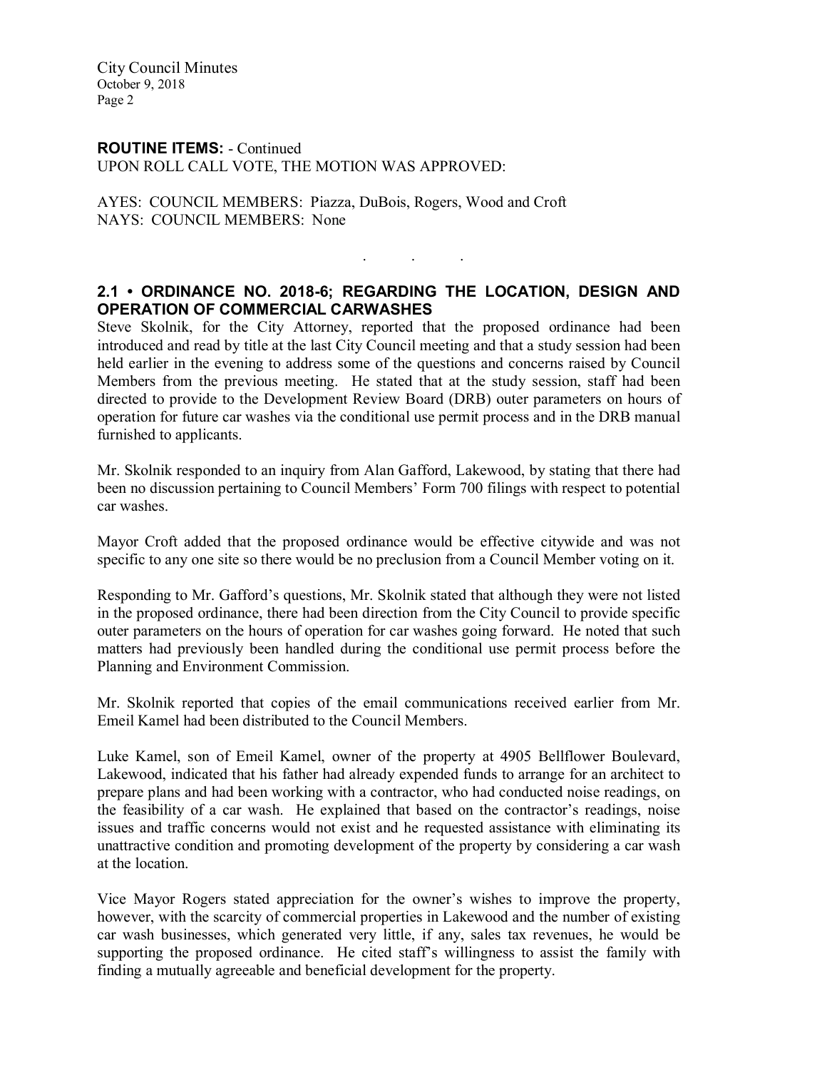**ROUTINE ITEMS:** - Continued
UPON ROLL CALL VOTE, THE MOTION WAS APPROVED:

AYES: COUNCIL MEMBERS: Piazza, DuBois, Rogers, Wood and Croft
NAYS: COUNCIL MEMBERS: None

. . .

## 2.1 • ORDINANCE NO. 2018-6; REGARDING THE LOCATION, DESIGN AND OPERATION OF COMMERCIAL CARWASHES

Steve Skolnik, for the City Attorney, reported that the proposed ordinance had been introduced and read by title at the last City Council meeting and that a study session had been held earlier in the evening to address some of the questions and concerns raised by Council Members from the previous meeting. He stated that at the study session, staff had been directed to provide to the Development Review Board (DRB) outer parameters on hours of operation for future car washes via the conditional use permit process and in the DRB manual furnished to applicants.

Mr. Skolnik responded to an inquiry from Alan Gafford, Lakewood, by stating that there had been no discussion pertaining to Council Members' Form 700 filings with respect to potential car washes.

Mayor Croft added that the proposed ordinance would be effective citywide and was not specific to any one site so there would be no preclusion from a Council Member voting on it.

Responding to Mr. Gafford's questions, Mr. Skolnik stated that although they were not listed in the proposed ordinance, there had been direction from the City Council to provide specific outer parameters on the hours of operation for car washes going forward. He noted that such matters had previously been handled during the conditional use permit process before the Planning and Environment Commission.

Mr. Skolnik reported that copies of the email communications received earlier from Mr. Emeil Kamel had been distributed to the Council Members.

Luke Kamel, son of Emeil Kamel, owner of the property at 4905 Bellflower Boulevard, Lakewood, indicated that his father had already expended funds to arrange for an architect to prepare plans and had been working with a contractor, who had conducted noise readings, on the feasibility of a car wash. He explained that based on the contractor's readings, noise issues and traffic concerns would not exist and he requested assistance with eliminating its unattractive condition and promoting development of the property by considering a car wash at the location.

Vice Mayor Rogers stated appreciation for the owner's wishes to improve the property, however, with the scarcity of commercial properties in Lakewood and the number of existing car wash businesses, which generated very little, if any, sales tax revenues, he would be supporting the proposed ordinance. He cited staff's willingness to assist the family with finding a mutually agreeable and beneficial development for the property.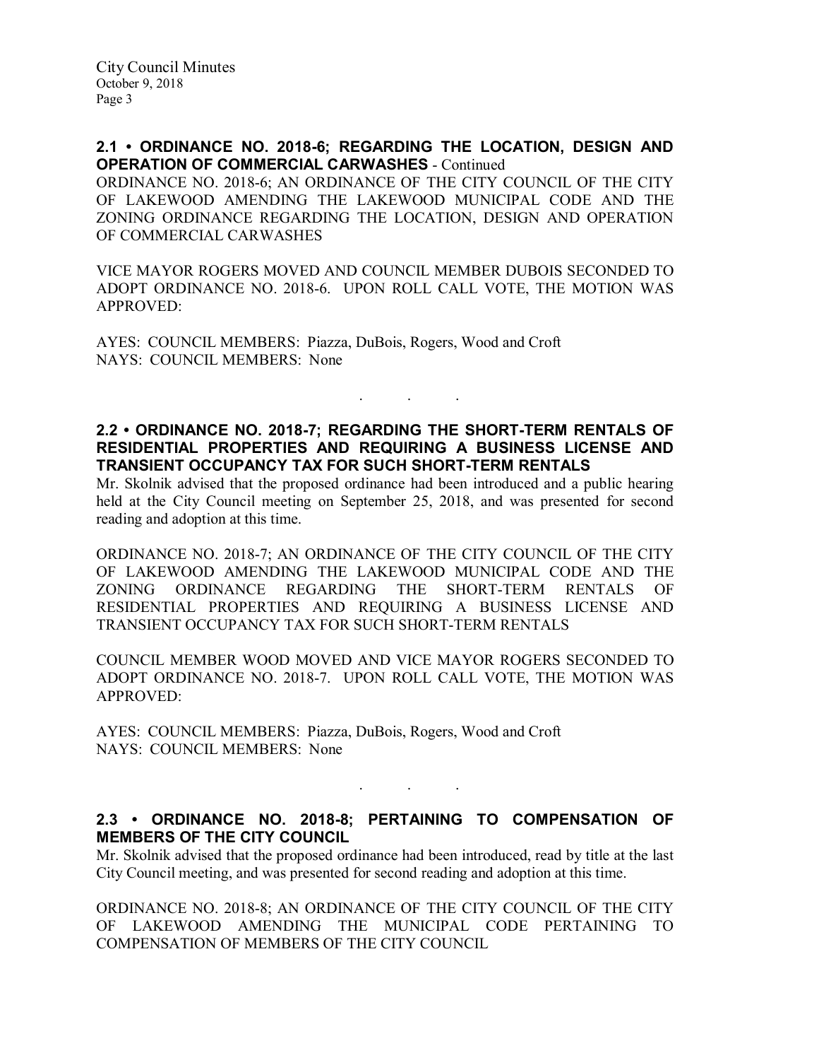## 2.1 • ORDINANCE NO. 2018-6; REGARDING THE LOCATION, DESIGN AND OPERATION OF COMMERCIAL CARWASHES - Continued

ORDINANCE NO. 2018-6; AN ORDINANCE OF THE CITY COUNCIL OF THE CITY OF LAKEWOOD AMENDING THE LAKEWOOD MUNICIPAL CODE AND THE ZONING ORDINANCE REGARDING THE LOCATION, DESIGN AND OPERATION OF COMMERCIAL CARWASHES

VICE MAYOR ROGERS MOVED AND COUNCIL MEMBER DUBOIS SECONDED TO ADOPT ORDINANCE NO. 2018-6. UPON ROLL CALL VOTE, THE MOTION WAS APPROVED:

AYES: COUNCIL MEMBERS: Piazza, DuBois, Rogers, Wood and Croft
NAYS: COUNCIL MEMBERS: None

. . .

## 2.2 • ORDINANCE NO. 2018-7; REGARDING THE SHORT-TERM RENTALS OF RESIDENTIAL PROPERTIES AND REQUIRING A BUSINESS LICENSE AND TRANSIENT OCCUPANCY TAX FOR SUCH SHORT-TERM RENTALS

Mr. Skolnik advised that the proposed ordinance had been introduced and a public hearing held at the City Council meeting on September 25, 2018, and was presented for second reading and adoption at this time.

ORDINANCE NO. 2018-7; AN ORDINANCE OF THE CITY COUNCIL OF THE CITY OF LAKEWOOD AMENDING THE LAKEWOOD MUNICIPAL CODE AND THE ZONING ORDINANCE REGARDING THE SHORT-TERM RENTALS OF RESIDENTIAL PROPERTIES AND REQUIRING A BUSINESS LICENSE AND TRANSIENT OCCUPANCY TAX FOR SUCH SHORT-TERM RENTALS

COUNCIL MEMBER WOOD MOVED AND VICE MAYOR ROGERS SECONDED TO ADOPT ORDINANCE NO. 2018-7. UPON ROLL CALL VOTE, THE MOTION WAS APPROVED:

AYES: COUNCIL MEMBERS: Piazza, DuBois, Rogers, Wood and Croft
NAYS: COUNCIL MEMBERS: None

. . .

## 2.3 • ORDINANCE NO. 2018-8; PERTAINING TO COMPENSATION OF MEMBERS OF THE CITY COUNCIL

Mr. Skolnik advised that the proposed ordinance had been introduced, read by title at the last City Council meeting, and was presented for second reading and adoption at this time.

ORDINANCE NO. 2018-8; AN ORDINANCE OF THE CITY COUNCIL OF THE CITY OF LAKEWOOD AMENDING THE MUNICIPAL CODE PERTAINING TO COMPENSATION OF MEMBERS OF THE CITY COUNCIL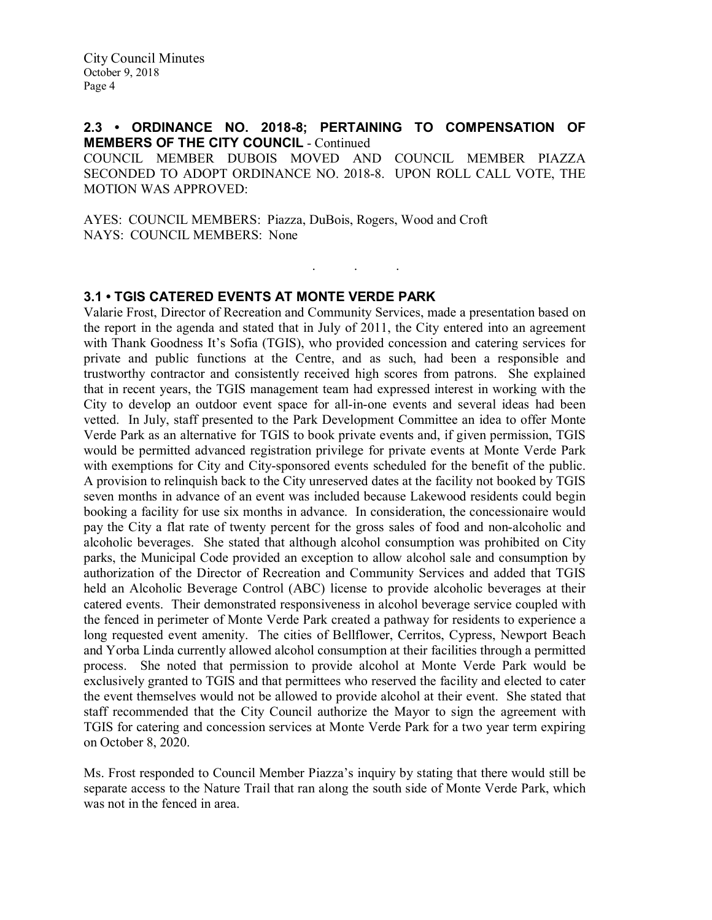**2.3 • ORDINANCE NO. 2018-8; PERTAINING TO COMPENSATION OF MEMBERS OF THE CITY COUNCIL** - Continued

COUNCIL MEMBER DUBOIS MOVED AND COUNCIL MEMBER PIAZZA SECONDED TO ADOPT ORDINANCE NO. 2018-8. UPON ROLL CALL VOTE, THE MOTION WAS APPROVED:

AYES: COUNCIL MEMBERS: Piazza, DuBois, Rogers, Wood and Croft
NAYS: COUNCIL MEMBERS: None

. . .

**3.1 • TGIS CATERED EVENTS AT MONTE VERDE PARK**

Valarie Frost, Director of Recreation and Community Services, made a presentation based on the report in the agenda and stated that in July of 2011, the City entered into an agreement with Thank Goodness It's Sofia (TGIS), who provided concession and catering services for private and public functions at the Centre, and as such, had been a responsible and trustworthy contractor and consistently received high scores from patrons. She explained that in recent years, the TGIS management team had expressed interest in working with the City to develop an outdoor event space for all-in-one events and several ideas had been vetted. In July, staff presented to the Park Development Committee an idea to offer Monte Verde Park as an alternative for TGIS to book private events and, if given permission, TGIS would be permitted advanced registration privilege for private events at Monte Verde Park with exemptions for City and City-sponsored events scheduled for the benefit of the public. A provision to relinquish back to the City unreserved dates at the facility not booked by TGIS seven months in advance of an event was included because Lakewood residents could begin booking a facility for use six months in advance. In consideration, the concessionaire would pay the City a flat rate of twenty percent for the gross sales of food and non-alcoholic and alcoholic beverages. She stated that although alcohol consumption was prohibited on City parks, the Municipal Code provided an exception to allow alcohol sale and consumption by authorization of the Director of Recreation and Community Services and added that TGIS held an Alcoholic Beverage Control (ABC) license to provide alcoholic beverages at their catered events. Their demonstrated responsiveness in alcohol beverage service coupled with the fenced in perimeter of Monte Verde Park created a pathway for residents to experience a long requested event amenity. The cities of Bellflower, Cerritos, Cypress, Newport Beach and Yorba Linda currently allowed alcohol consumption at their facilities through a permitted process. She noted that permission to provide alcohol at Monte Verde Park would be exclusively granted to TGIS and that permittees who reserved the facility and elected to cater the event themselves would not be allowed to provide alcohol at their event. She stated that staff recommended that the City Council authorize the Mayor to sign the agreement with TGIS for catering and concession services at Monte Verde Park for a two year term expiring on October 8, 2020.

Ms. Frost responded to Council Member Piazza's inquiry by stating that there would still be separate access to the Nature Trail that ran along the south side of Monte Verde Park, which was not in the fenced in area.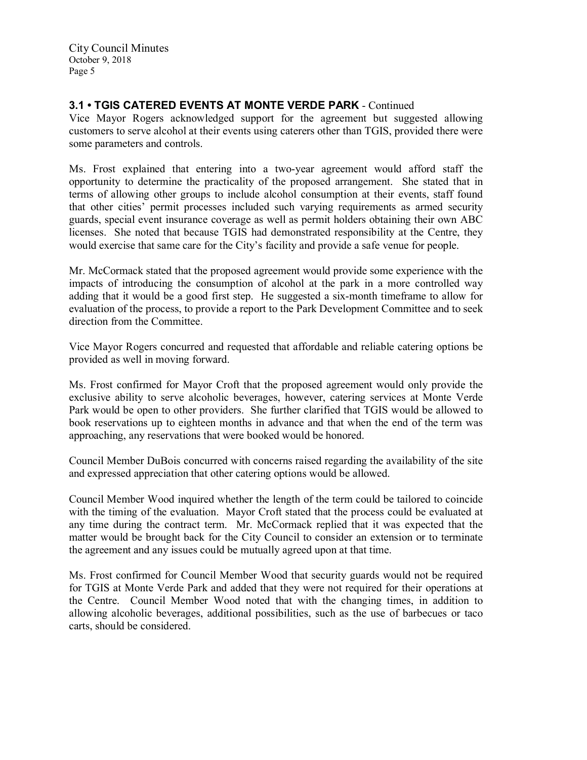### 3.1 • TGIS CATERED EVENTS AT MONTE VERDE PARK - Continued

Vice Mayor Rogers acknowledged support for the agreement but suggested allowing customers to serve alcohol at their events using caterers other than TGIS, provided there were some parameters and controls.

Ms. Frost explained that entering into a two-year agreement would afford staff the opportunity to determine the practicality of the proposed arrangement. She stated that in terms of allowing other groups to include alcohol consumption at their events, staff found that other cities' permit processes included such varying requirements as armed security guards, special event insurance coverage as well as permit holders obtaining their own ABC licenses. She noted that because TGIS had demonstrated responsibility at the Centre, they would exercise that same care for the City's facility and provide a safe venue for people.

Mr. McCormack stated that the proposed agreement would provide some experience with the impacts of introducing the consumption of alcohol at the park in a more controlled way adding that it would be a good first step. He suggested a six-month timeframe to allow for evaluation of the process, to provide a report to the Park Development Committee and to seek direction from the Committee.

Vice Mayor Rogers concurred and requested that affordable and reliable catering options be provided as well in moving forward.

Ms. Frost confirmed for Mayor Croft that the proposed agreement would only provide the exclusive ability to serve alcoholic beverages, however, catering services at Monte Verde Park would be open to other providers. She further clarified that TGIS would be allowed to book reservations up to eighteen months in advance and that when the end of the term was approaching, any reservations that were booked would be honored.

Council Member DuBois concurred with concerns raised regarding the availability of the site and expressed appreciation that other catering options would be allowed.

Council Member Wood inquired whether the length of the term could be tailored to coincide with the timing of the evaluation. Mayor Croft stated that the process could be evaluated at any time during the contract term. Mr. McCormack replied that it was expected that the matter would be brought back for the City Council to consider an extension or to terminate the agreement and any issues could be mutually agreed upon at that time.

Ms. Frost confirmed for Council Member Wood that security guards would not be required for TGIS at Monte Verde Park and added that they were not required for their operations at the Centre. Council Member Wood noted that with the changing times, in addition to allowing alcoholic beverages, additional possibilities, such as the use of barbecues or taco carts, should be considered.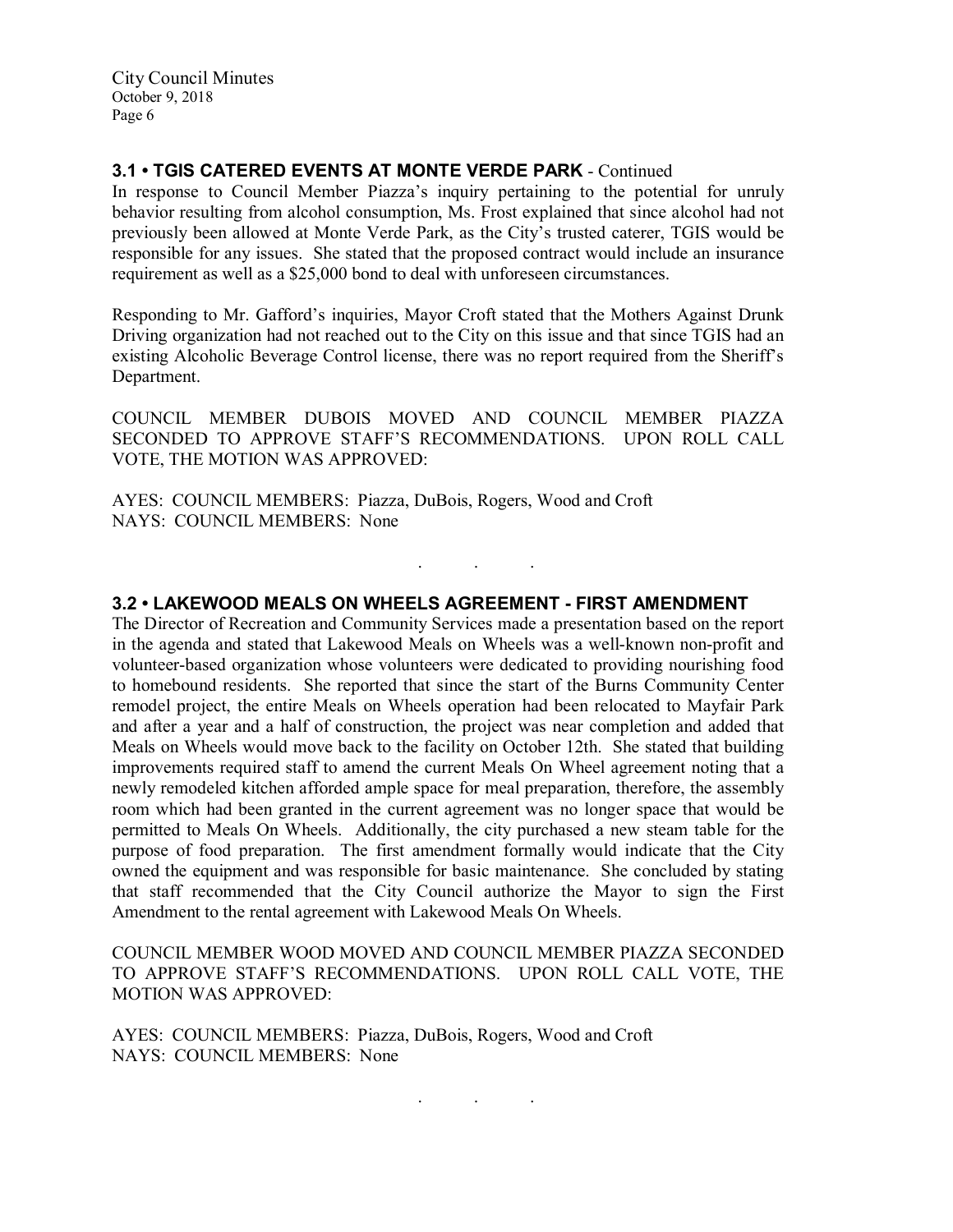## 3.1 • TGIS CATERED EVENTS AT MONTE VERDE PARK - Continued

In response to Council Member Piazza's inquiry pertaining to the potential for unruly behavior resulting from alcohol consumption, Ms. Frost explained that since alcohol had not previously been allowed at Monte Verde Park, as the City's trusted caterer, TGIS would be responsible for any issues. She stated that the proposed contract would include an insurance requirement as well as a $25,000 bond to deal with unforeseen circumstances.

Responding to Mr. Gafford's inquiries, Mayor Croft stated that the Mothers Against Drunk Driving organization had not reached out to the City on this issue and that since TGIS had an existing Alcoholic Beverage Control license, there was no report required from the Sheriff's Department.

COUNCIL MEMBER DUBOIS MOVED AND COUNCIL MEMBER PIAZZA SECONDED TO APPROVE STAFF'S RECOMMENDATIONS. UPON ROLL CALL VOTE, THE MOTION WAS APPROVED:

AYES: COUNCIL MEMBERS: Piazza, DuBois, Rogers, Wood and Croft
NAYS: COUNCIL MEMBERS: None

. . .

## 3.2 • LAKEWOOD MEALS ON WHEELS AGREEMENT - FIRST AMENDMENT

The Director of Recreation and Community Services made a presentation based on the report in the agenda and stated that Lakewood Meals on Wheels was a well-known non-profit and volunteer-based organization whose volunteers were dedicated to providing nourishing food to homebound residents. She reported that since the start of the Burns Community Center remodel project, the entire Meals on Wheels operation had been relocated to Mayfair Park and after a year and a half of construction, the project was near completion and added that Meals on Wheels would move back to the facility on October 12th. She stated that building improvements required staff to amend the current Meals On Wheel agreement noting that a newly remodeled kitchen afforded ample space for meal preparation, therefore, the assembly room which had been granted in the current agreement was no longer space that would be permitted to Meals On Wheels. Additionally, the city purchased a new steam table for the purpose of food preparation. The first amendment formally would indicate that the City owned the equipment and was responsible for basic maintenance. She concluded by stating that staff recommended that the City Council authorize the Mayor to sign the First Amendment to the rental agreement with Lakewood Meals On Wheels.

COUNCIL MEMBER WOOD MOVED AND COUNCIL MEMBER PIAZZA SECONDED TO APPROVE STAFF'S RECOMMENDATIONS. UPON ROLL CALL VOTE, THE MOTION WAS APPROVED:

AYES: COUNCIL MEMBERS: Piazza, DuBois, Rogers, Wood and Croft
NAYS: COUNCIL MEMBERS: None

. . .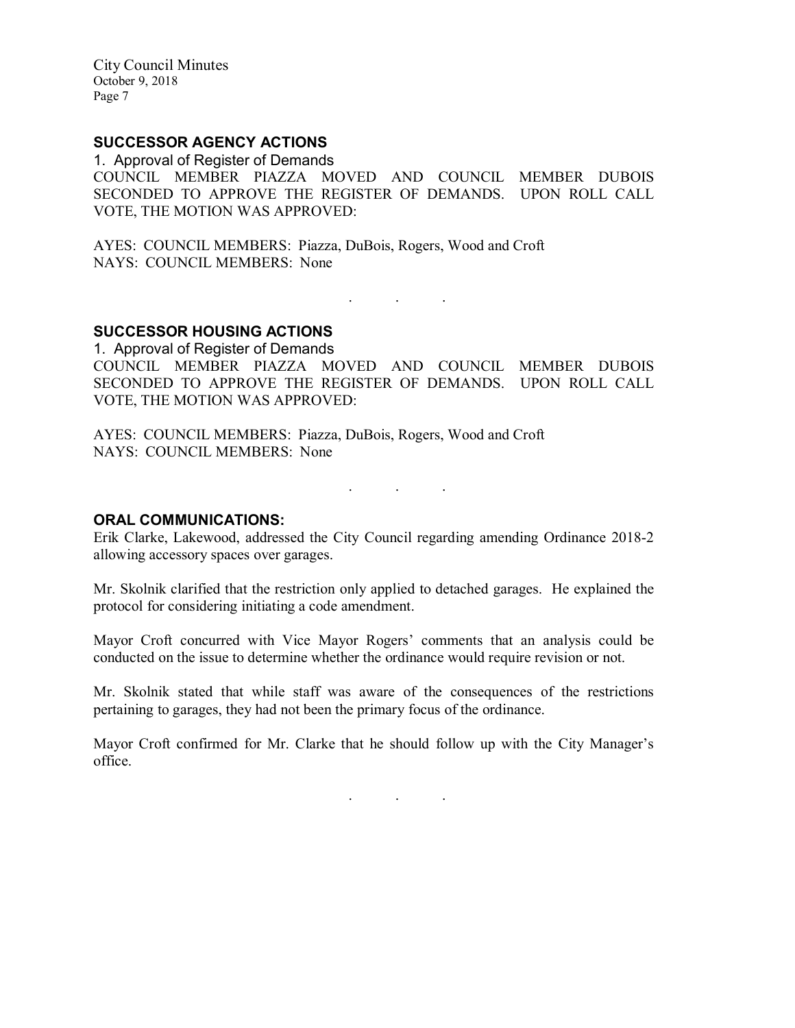## SUCCESSOR AGENCY ACTIONS

1. Approval of Register of Demands

COUNCIL MEMBER PIAZZA MOVED AND COUNCIL MEMBER DUBOIS SECONDED TO APPROVE THE REGISTER OF DEMANDS. UPON ROLL CALL VOTE, THE MOTION WAS APPROVED:

AYES: COUNCIL MEMBERS: Piazza, DuBois, Rogers, Wood and Croft
NAYS: COUNCIL MEMBERS: None

. . .

## SUCCESSOR HOUSING ACTIONS

1. Approval of Register of Demands

COUNCIL MEMBER PIAZZA MOVED AND COUNCIL MEMBER DUBOIS SECONDED TO APPROVE THE REGISTER OF DEMANDS. UPON ROLL CALL VOTE, THE MOTION WAS APPROVED:

AYES: COUNCIL MEMBERS: Piazza, DuBois, Rogers, Wood and Croft
NAYS: COUNCIL MEMBERS: None

. . .

## ORAL COMMUNICATIONS:

Erik Clarke, Lakewood, addressed the City Council regarding amending Ordinance 2018-2 allowing accessory spaces over garages.

Mr. Skolnik clarified that the restriction only applied to detached garages. He explained the protocol for considering initiating a code amendment.

Mayor Croft concurred with Vice Mayor Rogers' comments that an analysis could be conducted on the issue to determine whether the ordinance would require revision or not.

Mr. Skolnik stated that while staff was aware of the consequences of the restrictions pertaining to garages, they had not been the primary focus of the ordinance.

Mayor Croft confirmed for Mr. Clarke that he should follow up with the City Manager's office.

. . .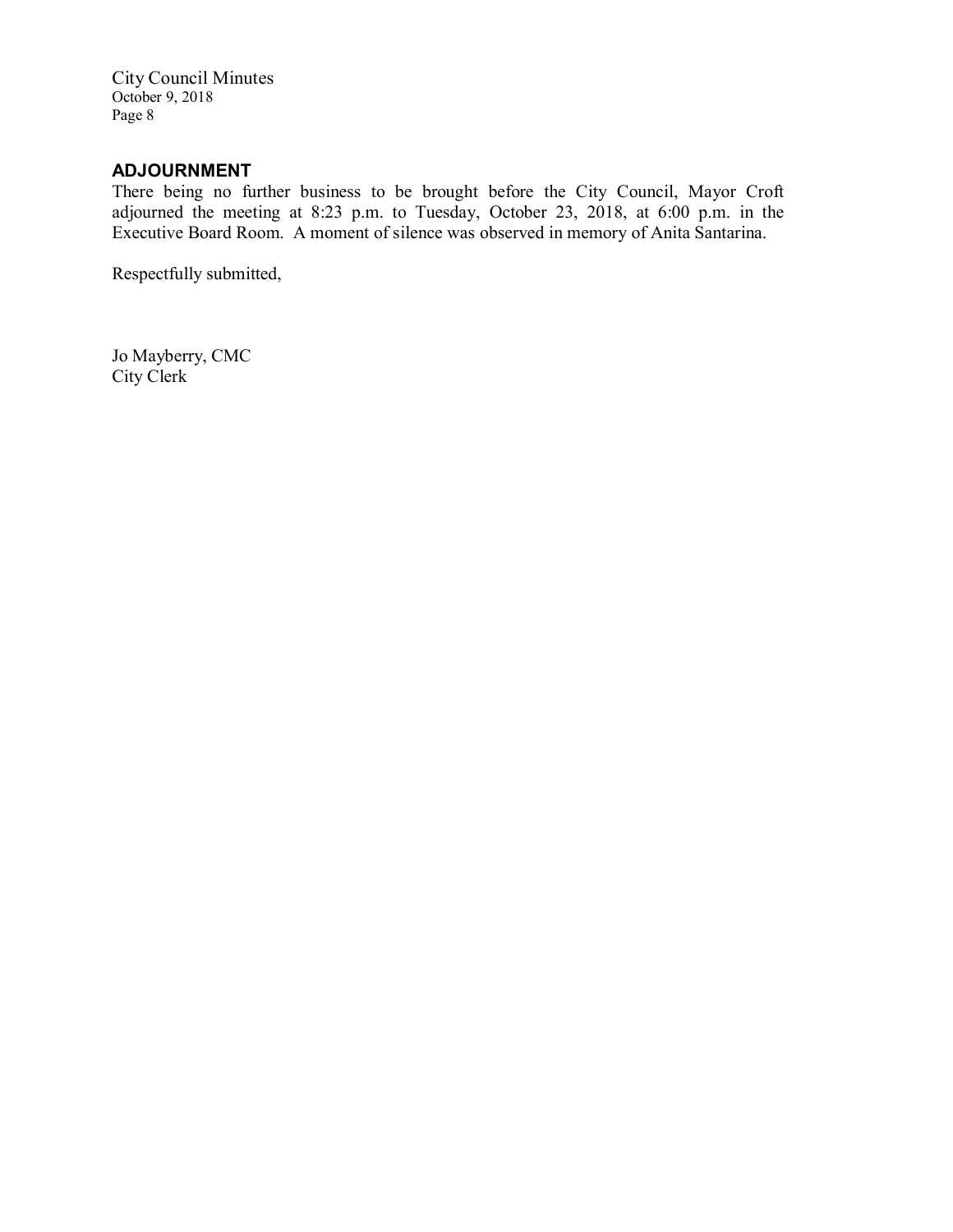## ADJOURNMENT

There being no further business to be brought before the City Council, Mayor Croft adjourned the meeting at 8:23 p.m. to Tuesday, October 23, 2018, at 6:00 p.m. in the Executive Board Room. A moment of silence was observed in memory of Anita Santarina.

Respectfully submitted,

Jo Mayberry, CMC
City Clerk